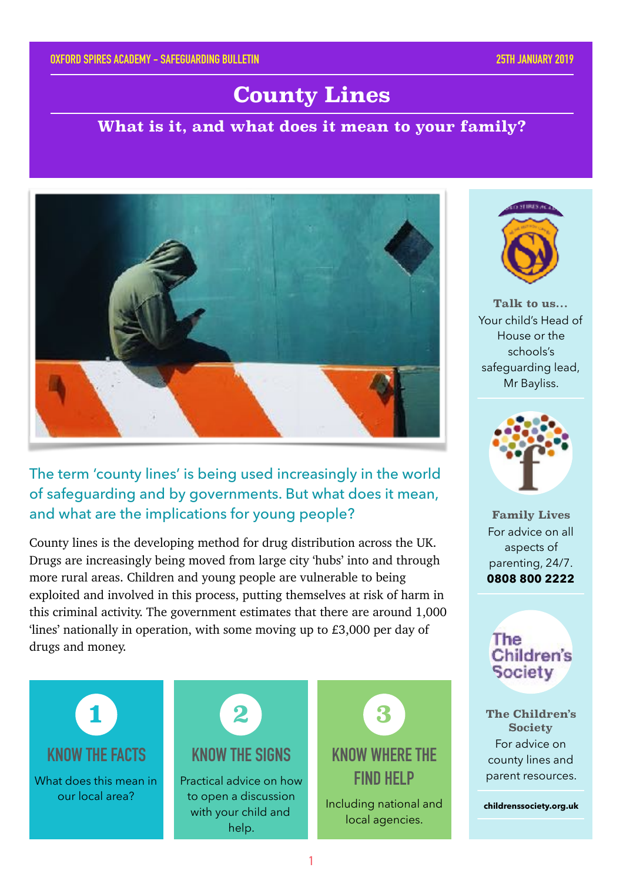OXFORD SPIRES ACADEMY - SAFEGUARDING BULLETIN

25TH JANUARY 2019

# County Lines

## What is it, and what does it mean to your family?

The term 'county lines' is being used increasingly in the world of safeguarding and by governments. But what does it mean, and what are the implications for young people?

County lines is the developing method for drug distribution across the UK. Drugs are increasingly being moved from large city 'hubs' into and through more rural areas. Children and young people are vulnerable to being exploited and involved in this process, putting themselves at risk of harm in this criminal activity. The government estimates that there are around 1,000 'lines' nationally in operation, with some moving up to £3,000 per day of drugs and money.

### 1 KNOW THE FACTS

What does this mean in our local area?

### 2 KNOW THE SIGNS

Practical advice on how to open a discussion with your child and help.

### 3 KNOW WHERE THE FIND HELP

Including national and local agencies.

---

**Talk to us...**
Your child's Head of House or the schools's safeguarding lead, Mr Bayliss.

**Family Lives**
For advice on all aspects of parenting, 24/7.
**0808 800 2222**

**The Children's Society**
For advice on county lines and parent resources.
**childrenssociety.org.uk**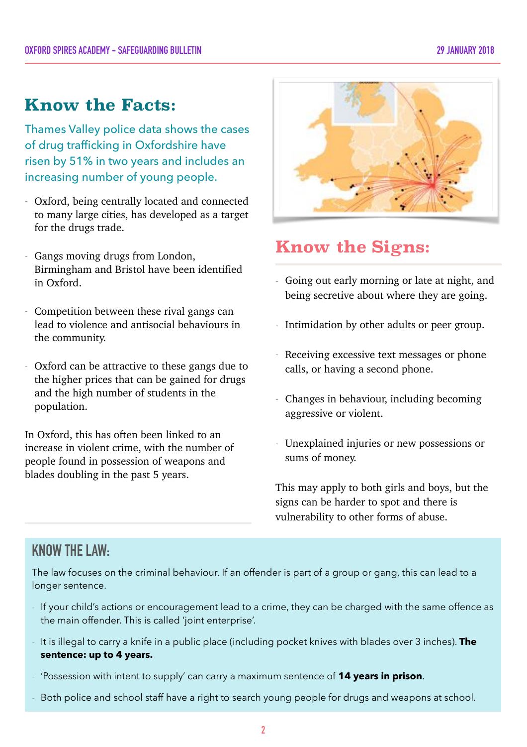## Know the Facts:

Thames Valley police data shows the cases of drug trafficking in Oxfordshire have risen by 51% in two years and includes an increasing number of young people.

- Oxford, being centrally located and connected to many large cities, has developed as a target for the drugs trade.
- Gangs moving drugs from London, Birmingham and Bristol have been identified in Oxford.
- Competition between these rival gangs can lead to violence and antisocial behaviours in the community.
- Oxford can be attractive to these gangs due to the higher prices that can be gained for drugs and the high number of students in the population.

In Oxford, this has often been linked to an increase in violent crime, with the number of people found in possession of weapons and blades doubling in the past 5 years.

## Know the Signs:

- Going out early morning or late at night, and being secretive about where they are going.
- Intimidation by other adults or peer group.
- Receiving excessive text messages or phone calls, or having a second phone.
- Changes in behaviour, including becoming aggressive or violent.
- Unexplained injuries or new possessions or sums of money.

This may apply to both girls and boys, but the signs can be harder to spot and there is vulnerability to other forms of abuse.

## KNOW THE LAW:

The law focuses on the criminal behaviour. If an offender is part of a group or gang, this can lead to a longer sentence.

- If your child's actions or encouragement lead to a crime, they can be charged with the same offence as the main offender. This is called 'joint enterprise'.
- It is illegal to carry a knife in a public place (including pocket knives with blades over 3 inches). **The sentence: up to 4 years.**
- 'Possession with intent to supply' can carry a maximum sentence of **14 years in prison**.
- Both police and school staff have a right to search young people for drugs and weapons at school.